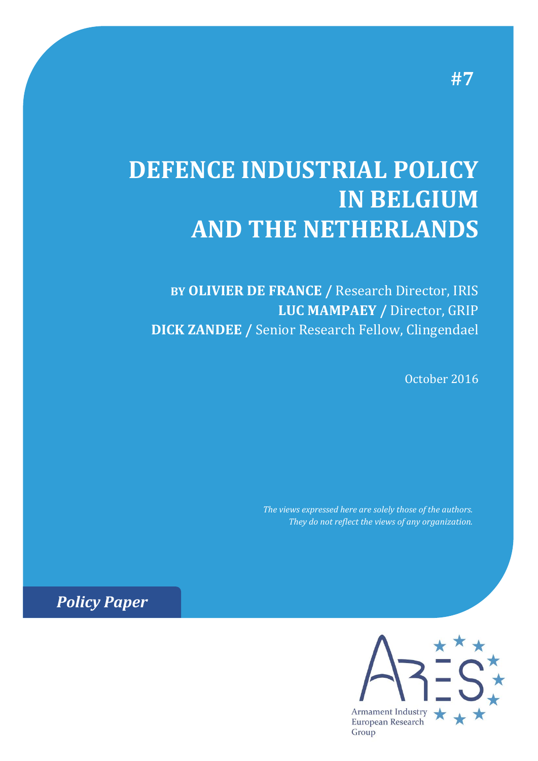#7

# DEFENCE INDUSTRIAL POLICY IN BELGIUM AND THE NETHERLANDS

BY **OLIVIER DE FRANCE** / Research Director, IRIS
**LUC MAMPAEY** / Director, GRIP
**DICK ZANDEE** / Senior Research Fellow, Clingendael

October 2016

*The views expressed here are solely those of the authors. They do not reflect the views of any organization.*

***Policy Paper***

Armament Industry European Research Group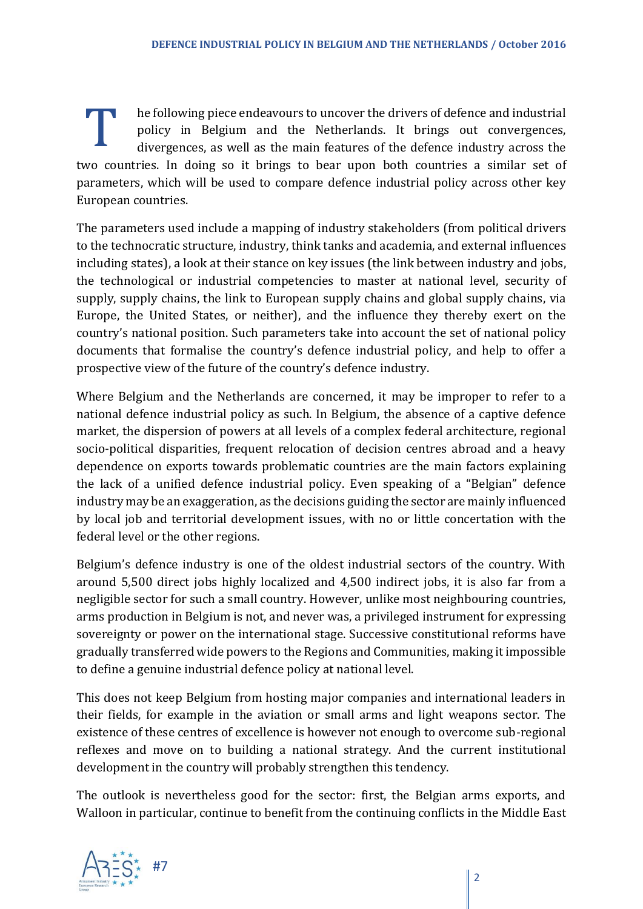The following piece endeavours to uncover the drivers of defence and industrial policy in Belgium and the Netherlands. It brings out convergences, divergences, as well as the main features of the defence industry across the two countries. In doing so it brings to bear upon both countries a similar set of parameters, which will be used to compare defence industrial policy across other key European countries.

The parameters used include a mapping of industry stakeholders (from political drivers to the technocratic structure, industry, think tanks and academia, and external influences including states), a look at their stance on key issues (the link between industry and jobs, the technological or industrial competencies to master at national level, security of supply, supply chains, the link to European supply chains and global supply chains, via Europe, the United States, or neither), and the influence they thereby exert on the country's national position. Such parameters take into account the set of national policy documents that formalise the country's defence industrial policy, and help to offer a prospective view of the future of the country's defence industry.

Where Belgium and the Netherlands are concerned, it may be improper to refer to a national defence industrial policy as such. In Belgium, the absence of a captive defence market, the dispersion of powers at all levels of a complex federal architecture, regional socio-political disparities, frequent relocation of decision centres abroad and a heavy dependence on exports towards problematic countries are the main factors explaining the lack of a unified defence industrial policy. Even speaking of a "Belgian" defence industry may be an exaggeration, as the decisions guiding the sector are mainly influenced by local job and territorial development issues, with no or little concertation with the federal level or the other regions.

Belgium's defence industry is one of the oldest industrial sectors of the country. With around 5,500 direct jobs highly localized and 4,500 indirect jobs, it is also far from a negligible sector for such a small country. However, unlike most neighbouring countries, arms production in Belgium is not, and never was, a privileged instrument for expressing sovereignty or power on the international stage. Successive constitutional reforms have gradually transferred wide powers to the Regions and Communities, making it impossible to define a genuine industrial defence policy at national level.

This does not keep Belgium from hosting major companies and international leaders in their fields, for example in the aviation or small arms and light weapons sector. The existence of these centres of excellence is however not enough to overcome sub-regional reflexes and move on to building a national strategy. And the current institutional development in the country will probably strengthen this tendency.

The outlook is nevertheless good for the sector: first, the Belgian arms exports, and Walloon in particular, continue to benefit from the continuing conflicts in the Middle East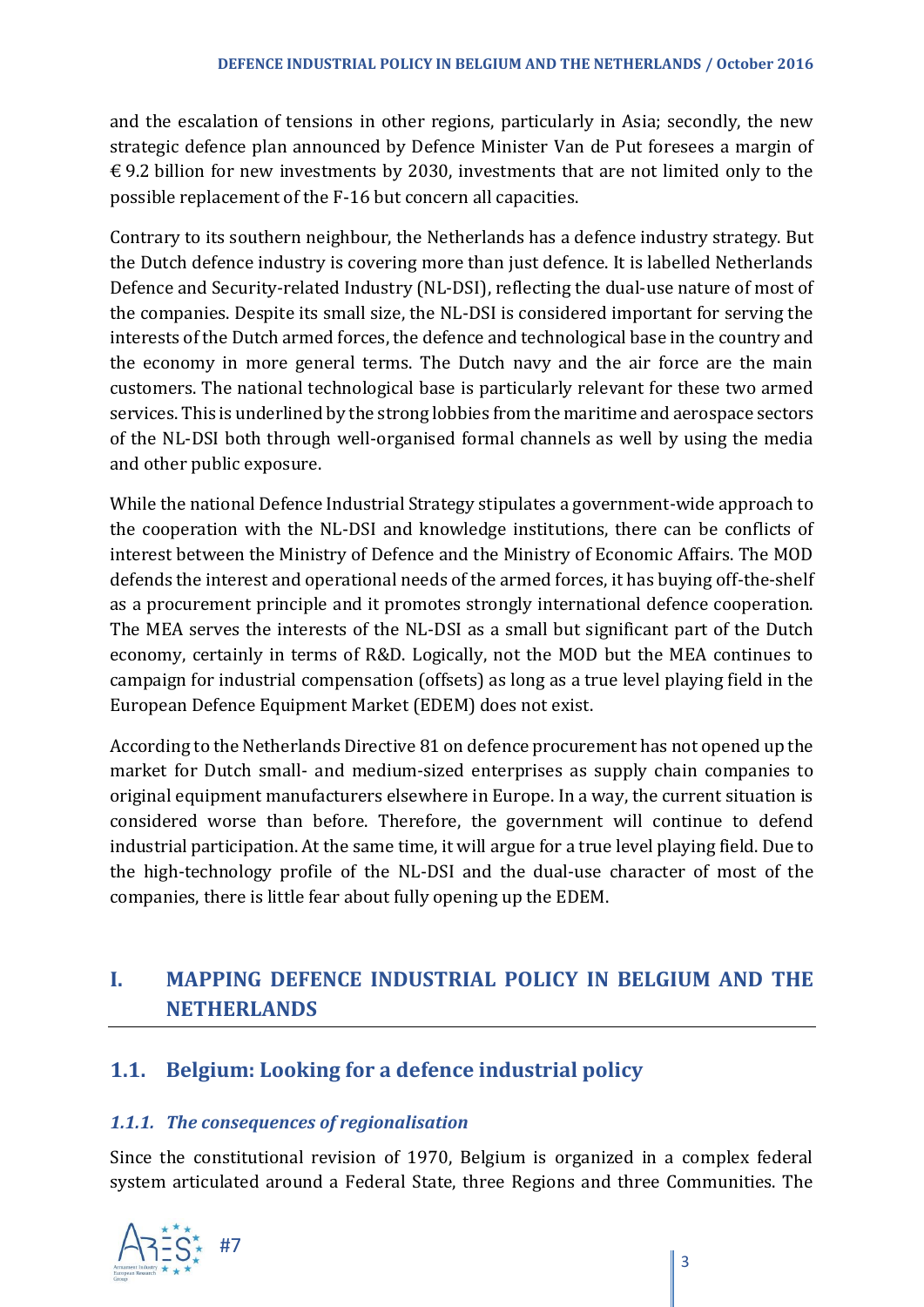and the escalation of tensions in other regions, particularly in Asia; secondly, the new strategic defence plan announced by Defence Minister Van de Put foresees a margin of € 9.2 billion for new investments by 2030, investments that are not limited only to the possible replacement of the F-16 but concern all capacities.

Contrary to its southern neighbour, the Netherlands has a defence industry strategy. But the Dutch defence industry is covering more than just defence. It is labelled Netherlands Defence and Security-related Industry (NL-DSI), reflecting the dual-use nature of most of the companies. Despite its small size, the NL-DSI is considered important for serving the interests of the Dutch armed forces, the defence and technological base in the country and the economy in more general terms. The Dutch navy and the air force are the main customers. The national technological base is particularly relevant for these two armed services. This is underlined by the strong lobbies from the maritime and aerospace sectors of the NL-DSI both through well-organised formal channels as well by using the media and other public exposure.

While the national Defence Industrial Strategy stipulates a government-wide approach to the cooperation with the NL-DSI and knowledge institutions, there can be conflicts of interest between the Ministry of Defence and the Ministry of Economic Affairs. The MOD defends the interest and operational needs of the armed forces, it has buying off-the-shelf as a procurement principle and it promotes strongly international defence cooperation. The MEA serves the interests of the NL-DSI as a small but significant part of the Dutch economy, certainly in terms of R&D. Logically, not the MOD but the MEA continues to campaign for industrial compensation (offsets) as long as a true level playing field in the European Defence Equipment Market (EDEM) does not exist.

According to the Netherlands Directive 81 on defence procurement has not opened up the market for Dutch small- and medium-sized enterprises as supply chain companies to original equipment manufacturers elsewhere in Europe. In a way, the current situation is considered worse than before. Therefore, the government will continue to defend industrial participation. At the same time, it will argue for a true level playing field. Due to the high-technology profile of the NL-DSI and the dual-use character of most of the companies, there is little fear about fully opening up the EDEM.

# I. MAPPING DEFENCE INDUSTRIAL POLICY IN BELGIUM AND THE NETHERLANDS

## 1.1. Belgium: Looking for a defence industrial policy

### *1.1.1. The consequences of regionalisation*

Since the constitutional revision of 1970, Belgium is organized in a complex federal system articulated around a Federal State, three Regions and three Communities. The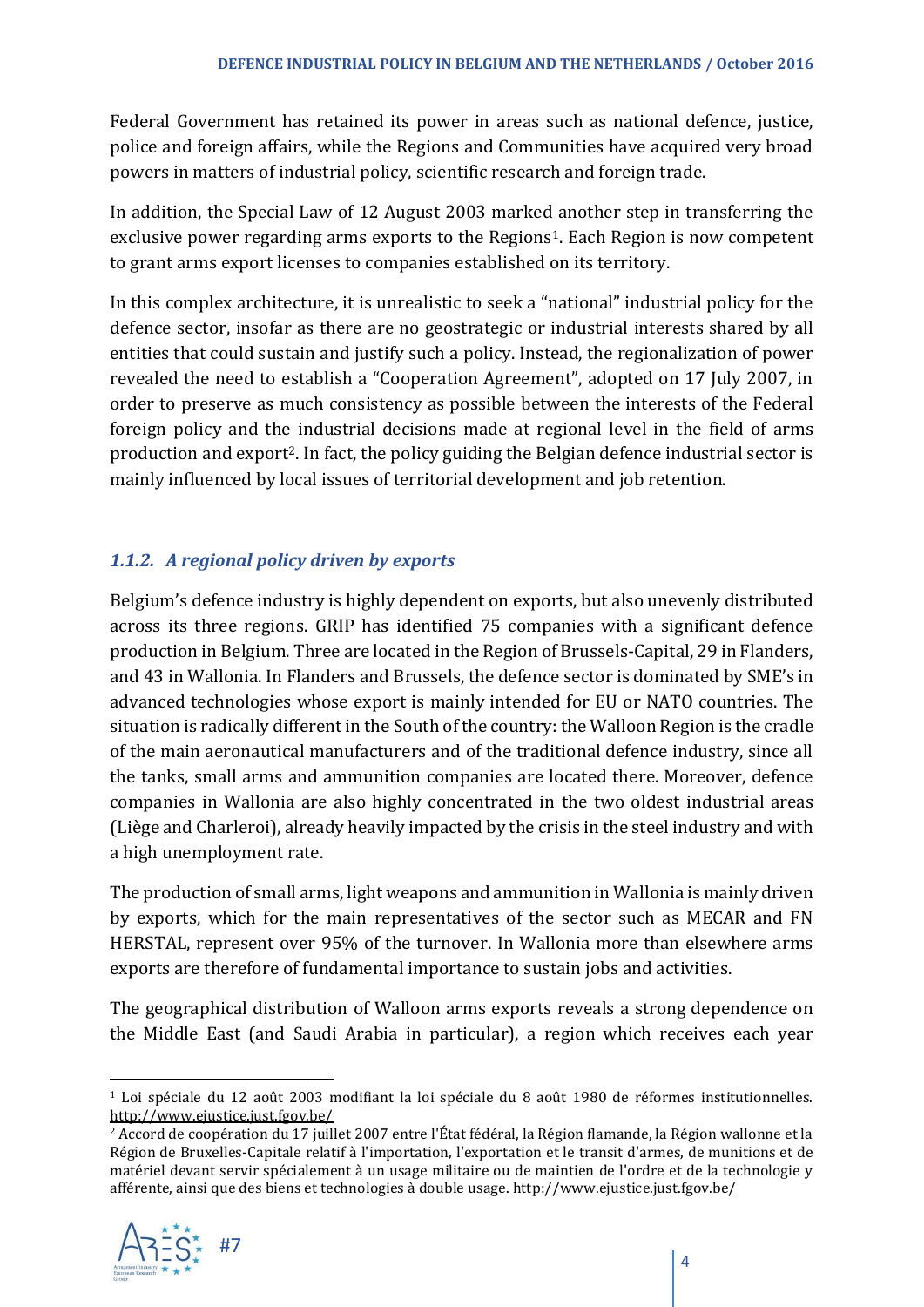Federal Government has retained its power in areas such as national defence, justice, police and foreign affairs, while the Regions and Communities have acquired very broad powers in matters of industrial policy, scientific research and foreign trade.

In addition, the Special Law of 12 August 2003 marked another step in transferring the exclusive power regarding arms exports to the Regions[1]. Each Region is now competent to grant arms export licenses to companies established on its territory.

In this complex architecture, it is unrealistic to seek a "national" industrial policy for the defence sector, insofar as there are no geostrategic or industrial interests shared by all entities that could sustain and justify such a policy. Instead, the regionalization of power revealed the need to establish a "Cooperation Agreement", adopted on 17 July 2007, in order to preserve as much consistency as possible between the interests of the Federal foreign policy and the industrial decisions made at regional level in the field of arms production and export[2]. In fact, the policy guiding the Belgian defence industrial sector is mainly influenced by local issues of territorial development and job retention.

### *1.1.2. A regional policy driven by exports*

Belgium's defence industry is highly dependent on exports, but also unevenly distributed across its three regions. GRIP has identified 75 companies with a significant defence production in Belgium. Three are located in the Region of Brussels-Capital, 29 in Flanders, and 43 in Wallonia. In Flanders and Brussels, the defence sector is dominated by SME's in advanced technologies whose export is mainly intended for EU or NATO countries. The situation is radically different in the South of the country: the Walloon Region is the cradle of the main aeronautical manufacturers and of the traditional defence industry, since all the tanks, small arms and ammunition companies are located there. Moreover, defence companies in Wallonia are also highly concentrated in the two oldest industrial areas (Liège and Charleroi), already heavily impacted by the crisis in the steel industry and with a high unemployment rate.

The production of small arms, light weapons and ammunition in Wallonia is mainly driven by exports, which for the main representatives of the sector such as MECAR and FN HERSTAL, represent over 95% of the turnover. In Wallonia more than elsewhere arms exports are therefore of fundamental importance to sustain jobs and activities.

The geographical distribution of Walloon arms exports reveals a strong dependence on the Middle East (and Saudi Arabia in particular), a region which receives each year

---

[1] Loi spéciale du 12 août 2003 modifiant la loi spéciale du 8 août 1980 de réformes institutionnelles. http://www.ejustice.just.fgov.be/

[2] Accord de coopération du 17 juillet 2007 entre l'État fédéral, la Région flamande, la Région wallonne et la Région de Bruxelles-Capitale relatif à l'importation, l'exportation et le transit d'armes, de munitions et de matériel devant servir spécialement à un usage militaire ou de maintien de l'ordre et de la technologie y afférente, ainsi que des biens et technologies à double usage. http://www.ejustice.just.fgov.be/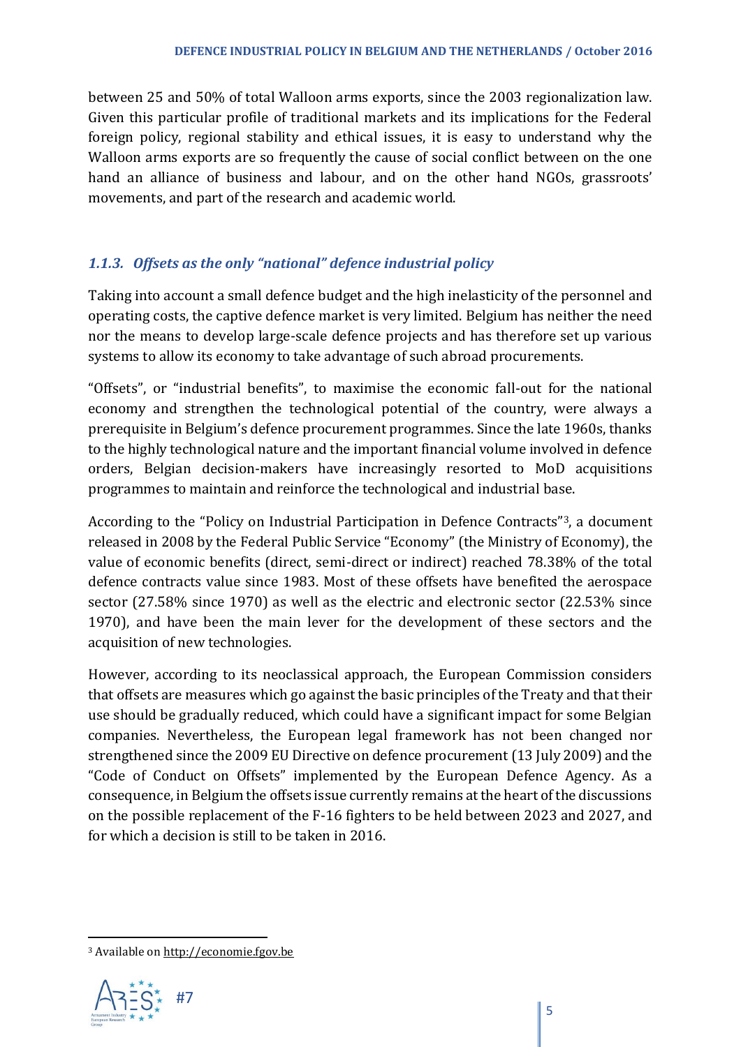between 25 and 50% of total Walloon arms exports, since the 2003 regionalization law. Given this particular profile of traditional markets and its implications for the Federal foreign policy, regional stability and ethical issues, it is easy to understand why the Walloon arms exports are so frequently the cause of social conflict between on the one hand an alliance of business and labour, and on the other hand NGOs, grassroots' movements, and part of the research and academic world.

### *1.1.3. Offsets as the only "national" defence industrial policy*

Taking into account a small defence budget and the high inelasticity of the personnel and operating costs, the captive defence market is very limited. Belgium has neither the need nor the means to develop large-scale defence projects and has therefore set up various systems to allow its economy to take advantage of such abroad procurements.

"Offsets", or "industrial benefits", to maximise the economic fall-out for the national economy and strengthen the technological potential of the country, were always a prerequisite in Belgium's defence procurement programmes. Since the late 1960s, thanks to the highly technological nature and the important financial volume involved in defence orders, Belgian decision-makers have increasingly resorted to MoD acquisitions programmes to maintain and reinforce the technological and industrial base.

According to the "Policy on Industrial Participation in Defence Contracts"[3], a document released in 2008 by the Federal Public Service "Economy" (the Ministry of Economy), the value of economic benefits (direct, semi-direct or indirect) reached 78.38% of the total defence contracts value since 1983. Most of these offsets have benefited the aerospace sector (27.58% since 1970) as well as the electric and electronic sector (22.53% since 1970), and have been the main lever for the development of these sectors and the acquisition of new technologies.

However, according to its neoclassical approach, the European Commission considers that offsets are measures which go against the basic principles of the Treaty and that their use should be gradually reduced, which could have a significant impact for some Belgian companies. Nevertheless, the European legal framework has not been changed nor strengthened since the 2009 EU Directive on defence procurement (13 July 2009) and the "Code of Conduct on Offsets" implemented by the European Defence Agency. As a consequence, in Belgium the offsets issue currently remains at the heart of the discussions on the possible replacement of the F-16 fighters to be held between 2023 and 2027, and for which a decision is still to be taken in 2016.

---

[3] Available on http://economie.fgov.be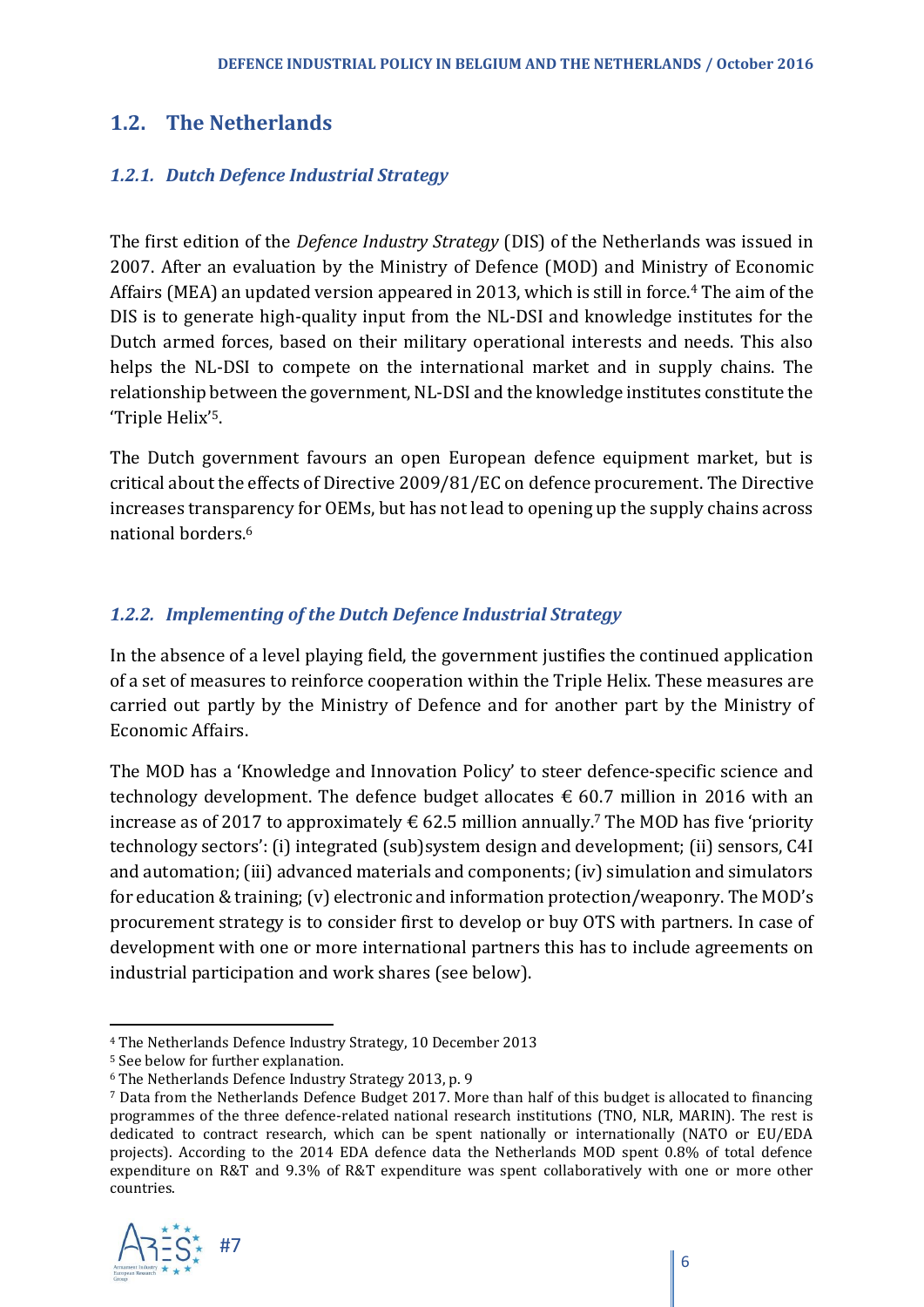## 1.2. The Netherlands

### *1.2.1. Dutch Defence Industrial Strategy*

The first edition of the *Defence Industry Strategy* (DIS) of the Netherlands was issued in 2007. After an evaluation by the Ministry of Defence (MOD) and Ministry of Economic Affairs (MEA) an updated version appeared in 2013, which is still in force.[4] The aim of the DIS is to generate high-quality input from the NL-DSI and knowledge institutes for the Dutch armed forces, based on their military operational interests and needs. This also helps the NL-DSI to compete on the international market and in supply chains. The relationship between the government, NL-DSI and the knowledge institutes constitute the 'Triple Helix'[5].

The Dutch government favours an open European defence equipment market, but is critical about the effects of Directive 2009/81/EC on defence procurement. The Directive increases transparency for OEMs, but has not lead to opening up the supply chains across national borders.[6]

### *1.2.2. Implementing of the Dutch Defence Industrial Strategy*

In the absence of a level playing field, the government justifies the continued application of a set of measures to reinforce cooperation within the Triple Helix. These measures are carried out partly by the Ministry of Defence and for another part by the Ministry of Economic Affairs.

The MOD has a 'Knowledge and Innovation Policy' to steer defence-specific science and technology development. The defence budget allocates € 60.7 million in 2016 with an increase as of 2017 to approximately € 62.5 million annually.[7] The MOD has five 'priority technology sectors': (i) integrated (sub)system design and development; (ii) sensors, C4I and automation; (iii) advanced materials and components; (iv) simulation and simulators for education & training; (v) electronic and information protection/weaponry. The MOD's procurement strategy is to consider first to develop or buy OTS with partners. In case of development with one or more international partners this has to include agreements on industrial participation and work shares (see below).

---

[4] The Netherlands Defence Industry Strategy, 10 December 2013

[5] See below for further explanation.

[6] The Netherlands Defence Industry Strategy 2013, p. 9

[7] Data from the Netherlands Defence Budget 2017. More than half of this budget is allocated to financing programmes of the three defence-related national research institutions (TNO, NLR, MARIN). The rest is dedicated to contract research, which can be spent nationally or internationally (NATO or EU/EDA projects). According to the 2014 EDA defence data the Netherlands MOD spent 0.8% of total defence expenditure on R&T and 9.3% of R&T expenditure was spent collaboratively with one or more other countries.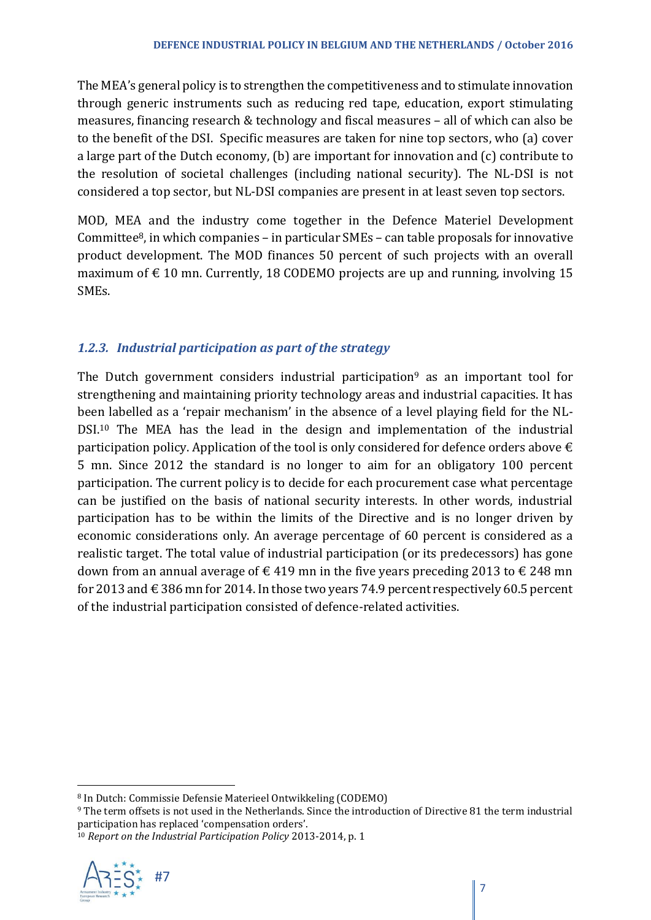The MEA's general policy is to strengthen the competitiveness and to stimulate innovation through generic instruments such as reducing red tape, education, export stimulating measures, financing research & technology and fiscal measures – all of which can also be to the benefit of the DSI. Specific measures are taken for nine top sectors, who (a) cover a large part of the Dutch economy, (b) are important for innovation and (c) contribute to the resolution of societal challenges (including national security). The NL-DSI is not considered a top sector, but NL-DSI companies are present in at least seven top sectors.

MOD, MEA and the industry come together in the Defence Materiel Development Committee[8], in which companies – in particular SMEs – can table proposals for innovative product development. The MOD finances 50 percent of such projects with an overall maximum of € 10 mn. Currently, 18 CODEMO projects are up and running, involving 15 SMEs.

### *1.2.3. Industrial participation as part of the strategy*

The Dutch government considers industrial participation[9] as an important tool for strengthening and maintaining priority technology areas and industrial capacities. It has been labelled as a 'repair mechanism' in the absence of a level playing field for the NL-DSI.[10] The MEA has the lead in the design and implementation of the industrial participation policy. Application of the tool is only considered for defence orders above € 5 mn. Since 2012 the standard is no longer to aim for an obligatory 100 percent participation. The current policy is to decide for each procurement case what percentage can be justified on the basis of national security interests. In other words, industrial participation has to be within the limits of the Directive and is no longer driven by economic considerations only. An average percentage of 60 percent is considered as a realistic target. The total value of industrial participation (or its predecessors) has gone down from an annual average of € 419 mn in the five years preceding 2013 to € 248 mn for 2013 and € 386 mn for 2014. In those two years 74.9 percent respectively 60.5 percent of the industrial participation consisted of defence-related activities.

---

[8] In Dutch: Commissie Defensie Materieel Ontwikkeling (CODEMO)

[9] The term offsets is not used in the Netherlands. Since the introduction of Directive 81 the term industrial participation has replaced 'compensation orders'.

[10] *Report on the Industrial Participation Policy* 2013-2014, p. 1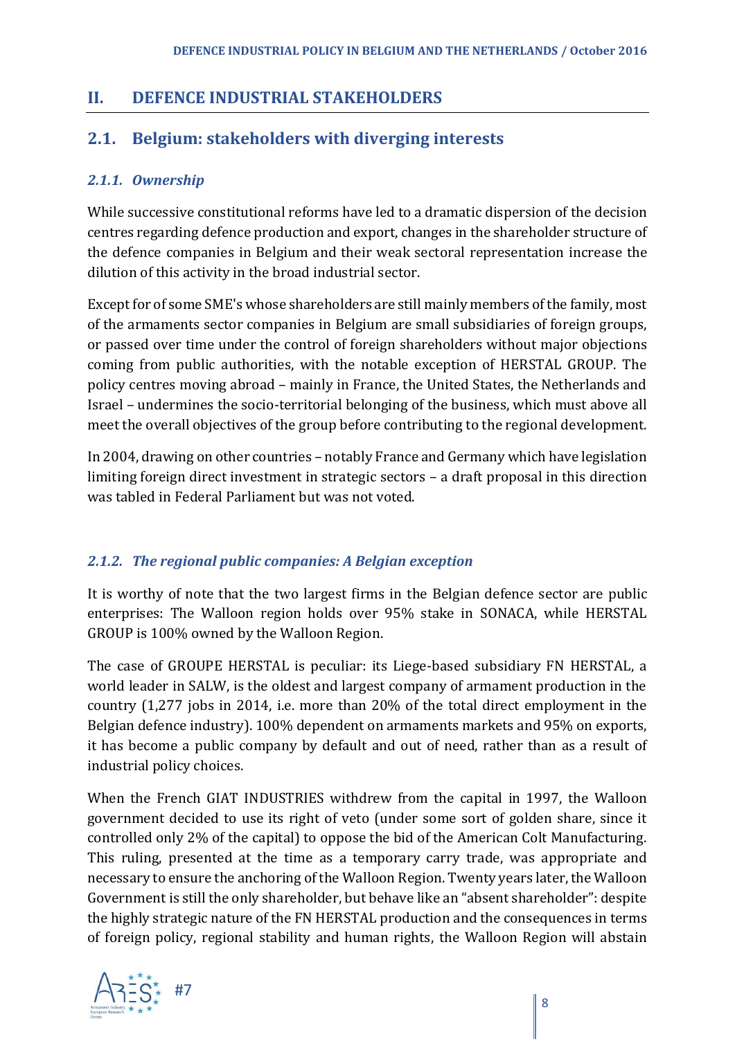## II. DEFENCE INDUSTRIAL STAKEHOLDERS

## 2.1. Belgium: stakeholders with diverging interests

### *2.1.1. Ownership*

While successive constitutional reforms have led to a dramatic dispersion of the decision centres regarding defence production and export, changes in the shareholder structure of the defence companies in Belgium and their weak sectoral representation increase the dilution of this activity in the broad industrial sector.

Except for of some SME's whose shareholders are still mainly members of the family, most of the armaments sector companies in Belgium are small subsidiaries of foreign groups, or passed over time under the control of foreign shareholders without major objections coming from public authorities, with the notable exception of HERSTAL GROUP. The policy centres moving abroad – mainly in France, the United States, the Netherlands and Israel – undermines the socio-territorial belonging of the business, which must above all meet the overall objectives of the group before contributing to the regional development.

In 2004, drawing on other countries – notably France and Germany which have legislation limiting foreign direct investment in strategic sectors – a draft proposal in this direction was tabled in Federal Parliament but was not voted.

### *2.1.2. The regional public companies: A Belgian exception*

It is worthy of note that the two largest firms in the Belgian defence sector are public enterprises: The Walloon region holds over 95% stake in SONACA, while HERSTAL GROUP is 100% owned by the Walloon Region.

The case of GROUPE HERSTAL is peculiar: its Liege-based subsidiary FN HERSTAL, a world leader in SALW, is the oldest and largest company of armament production in the country (1,277 jobs in 2014, i.e. more than 20% of the total direct employment in the Belgian defence industry). 100% dependent on armaments markets and 95% on exports, it has become a public company by default and out of need, rather than as a result of industrial policy choices.

When the French GIAT INDUSTRIES withdrew from the capital in 1997, the Walloon government decided to use its right of veto (under some sort of golden share, since it controlled only 2% of the capital) to oppose the bid of the American Colt Manufacturing. This ruling, presented at the time as a temporary carry trade, was appropriate and necessary to ensure the anchoring of the Walloon Region. Twenty years later, the Walloon Government is still the only shareholder, but behave like an "absent shareholder": despite the highly strategic nature of the FN HERSTAL production and the consequences in terms of foreign policy, regional stability and human rights, the Walloon Region will abstain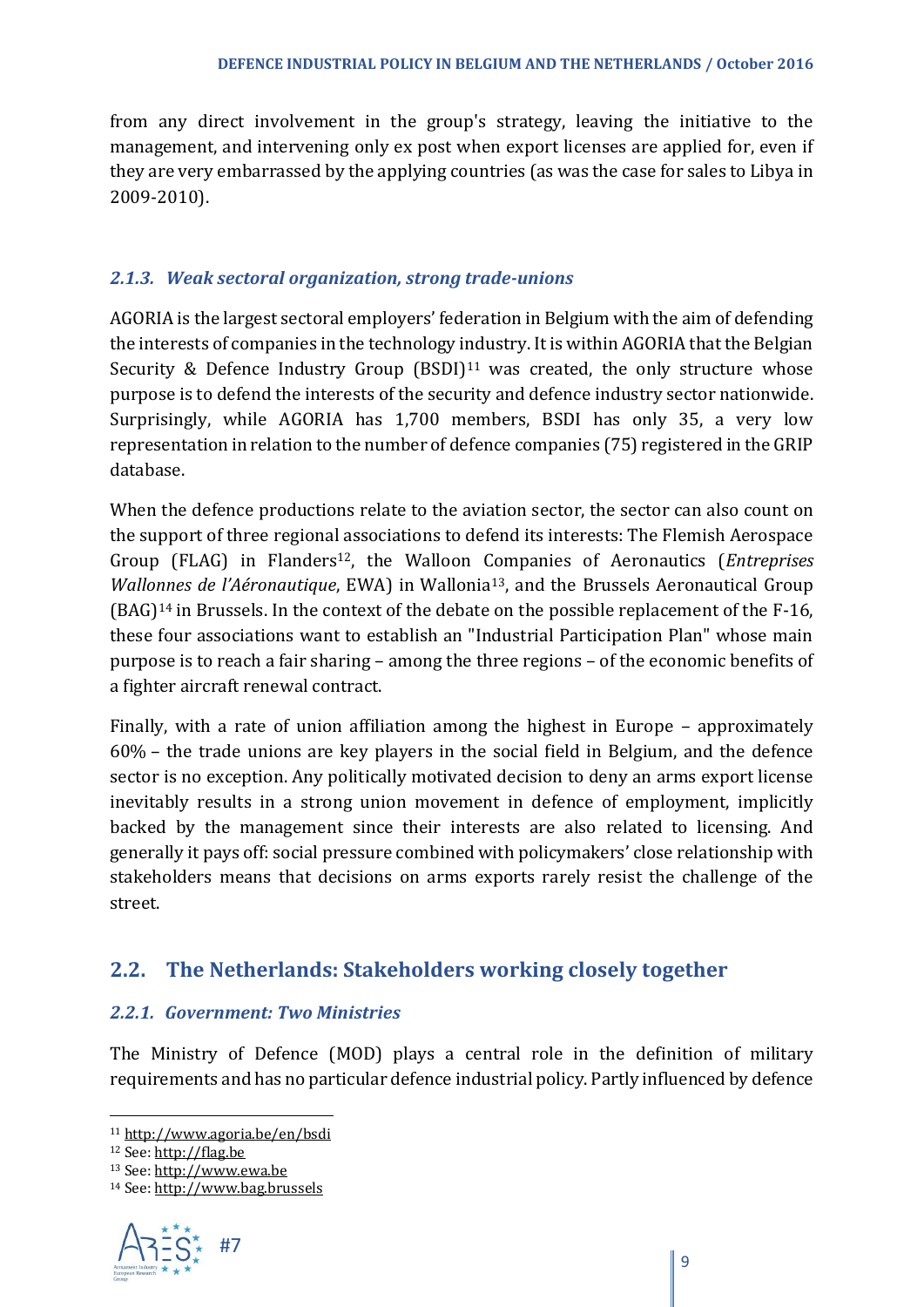from any direct involvement in the group's strategy, leaving the initiative to the management, and intervening only ex post when export licenses are applied for, even if they are very embarrassed by the applying countries (as was the case for sales to Libya in 2009-2010).

### *2.1.3. Weak sectoral organization, strong trade-unions*

AGORIA is the largest sectoral employers' federation in Belgium with the aim of defending the interests of companies in the technology industry. It is within AGORIA that the Belgian Security & Defence Industry Group (BSDI)[11] was created, the only structure whose purpose is to defend the interests of the security and defence industry sector nationwide. Surprisingly, while AGORIA has 1,700 members, BSDI has only 35, a very low representation in relation to the number of defence companies (75) registered in the GRIP database.

When the defence productions relate to the aviation sector, the sector can also count on the support of three regional associations to defend its interests: The Flemish Aerospace Group (FLAG) in Flanders[12], the Walloon Companies of Aeronautics (*Entreprises Wallonnes de l'Aéronautique*, EWA) in Wallonia[13], and the Brussels Aeronautical Group (BAG)[14] in Brussels. In the context of the debate on the possible replacement of the F-16, these four associations want to establish an "Industrial Participation Plan" whose main purpose is to reach a fair sharing – among the three regions – of the economic benefits of a fighter aircraft renewal contract.

Finally, with a rate of union affiliation among the highest in Europe – approximately 60% – the trade unions are key players in the social field in Belgium, and the defence sector is no exception. Any politically motivated decision to deny an arms export license inevitably results in a strong union movement in defence of employment, implicitly backed by the management since their interests are also related to licensing. And generally it pays off: social pressure combined with policymakers' close relationship with stakeholders means that decisions on arms exports rarely resist the challenge of the street.

## 2.2. The Netherlands: Stakeholders working closely together

### *2.2.1. Government: Two Ministries*

The Ministry of Defence (MOD) plays a central role in the definition of military requirements and has no particular defence industrial policy. Partly influenced by defence

---

[11] http://www.agoria.be/en/bsdi

[12] See: http://flag.be

[13] See: http://www.ewa.be

[14] See: http://www.bag.brussels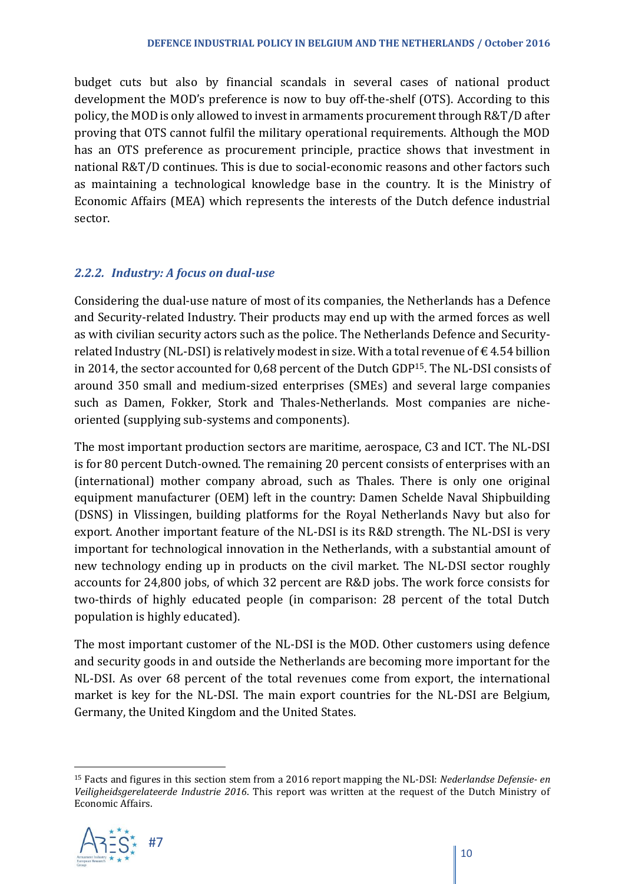budget cuts but also by financial scandals in several cases of national product development the MOD's preference is now to buy off-the-shelf (OTS). According to this policy, the MOD is only allowed to invest in armaments procurement through R&T/D after proving that OTS cannot fulfil the military operational requirements. Although the MOD has an OTS preference as procurement principle, practice shows that investment in national R&T/D continues. This is due to social-economic reasons and other factors such as maintaining a technological knowledge base in the country. It is the Ministry of Economic Affairs (MEA) which represents the interests of the Dutch defence industrial sector.

### *2.2.2. Industry: A focus on dual-use*

Considering the dual-use nature of most of its companies, the Netherlands has a Defence and Security-related Industry. Their products may end up with the armed forces as well as with civilian security actors such as the police. The Netherlands Defence and Security-related Industry (NL-DSI) is relatively modest in size. With a total revenue of € 4.54 billion in 2014, the sector accounted for 0,68 percent of the Dutch GDP[15]. The NL-DSI consists of around 350 small and medium-sized enterprises (SMEs) and several large companies such as Damen, Fokker, Stork and Thales-Netherlands. Most companies are niche-oriented (supplying sub-systems and components).

The most important production sectors are maritime, aerospace, C3 and ICT. The NL-DSI is for 80 percent Dutch-owned. The remaining 20 percent consists of enterprises with an (international) mother company abroad, such as Thales. There is only one original equipment manufacturer (OEM) left in the country: Damen Schelde Naval Shipbuilding (DSNS) in Vlissingen, building platforms for the Royal Netherlands Navy but also for export. Another important feature of the NL-DSI is its R&D strength. The NL-DSI is very important for technological innovation in the Netherlands, with a substantial amount of new technology ending up in products on the civil market. The NL-DSI sector roughly accounts for 24,800 jobs, of which 32 percent are R&D jobs. The work force consists for two-thirds of highly educated people (in comparison: 28 percent of the total Dutch population is highly educated).

The most important customer of the NL-DSI is the MOD. Other customers using defence and security goods in and outside the Netherlands are becoming more important for the NL-DSI. As over 68 percent of the total revenues come from export, the international market is key for the NL-DSI. The main export countries for the NL-DSI are Belgium, Germany, the United Kingdom and the United States.

[15] Facts and figures in this section stem from a 2016 report mapping the NL-DSI: *Nederlandse Defensie- en Veiligheidsgerelateerde Industrie 2016*. This report was written at the request of the Dutch Ministry of Economic Affairs.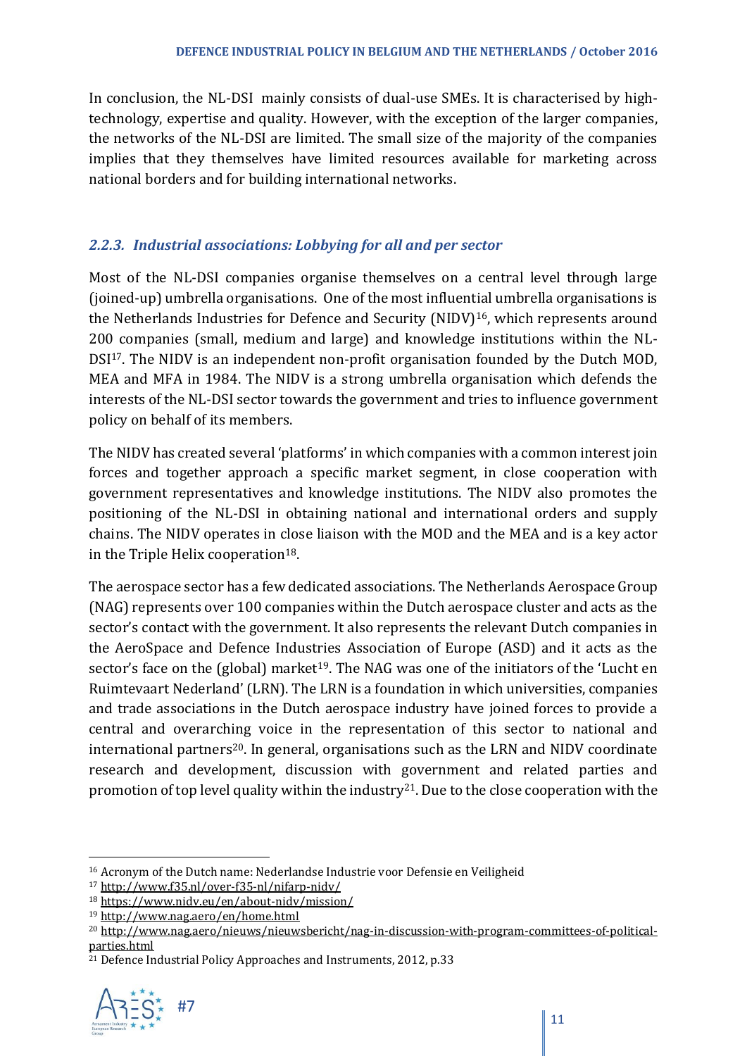In conclusion, the NL-DSI mainly consists of dual-use SMEs. It is characterised by high-technology, expertise and quality. However, with the exception of the larger companies, the networks of the NL-DSI are limited. The small size of the majority of the companies implies that they themselves have limited resources available for marketing across national borders and for building international networks.

### *2.2.3. Industrial associations: Lobbying for all and per sector*

Most of the NL-DSI companies organise themselves on a central level through large (joined-up) umbrella organisations. One of the most influential umbrella organisations is the Netherlands Industries for Defence and Security (NIDV)[16], which represents around 200 companies (small, medium and large) and knowledge institutions within the NL-DSI[17]. The NIDV is an independent non-profit organisation founded by the Dutch MOD, MEA and MFA in 1984. The NIDV is a strong umbrella organisation which defends the interests of the NL-DSI sector towards the government and tries to influence government policy on behalf of its members.

The NIDV has created several 'platforms' in which companies with a common interest join forces and together approach a specific market segment, in close cooperation with government representatives and knowledge institutions. The NIDV also promotes the positioning of the NL-DSI in obtaining national and international orders and supply chains. The NIDV operates in close liaison with the MOD and the MEA and is a key actor in the Triple Helix cooperation[18].

The aerospace sector has a few dedicated associations. The Netherlands Aerospace Group (NAG) represents over 100 companies within the Dutch aerospace cluster and acts as the sector's contact with the government. It also represents the relevant Dutch companies in the AeroSpace and Defence Industries Association of Europe (ASD) and it acts as the sector's face on the (global) market[19]. The NAG was one of the initiators of the 'Lucht en Ruimtevaart Nederland' (LRN). The LRN is a foundation in which universities, companies and trade associations in the Dutch aerospace industry have joined forces to provide a central and overarching voice in the representation of this sector to national and international partners[20]. In general, organisations such as the LRN and NIDV coordinate research and development, discussion with government and related parties and promotion of top level quality within the industry[21]. Due to the close cooperation with the

---

[16] Acronym of the Dutch name: Nederlandse Industrie voor Defensie en Veiligheid

[17] http://www.f35.nl/over-f35-nl/nifarp-nidv/

[18] https://www.nidv.eu/en/about-nidv/mission/

[19] http://www.nag.aero/en/home.html

[20] http://www.nag.aero/nieuws/nieuwsbericht/nag-in-discussion-with-program-committees-of-political-parties.html

[21] Defence Industrial Policy Approaches and Instruments, 2012, p.33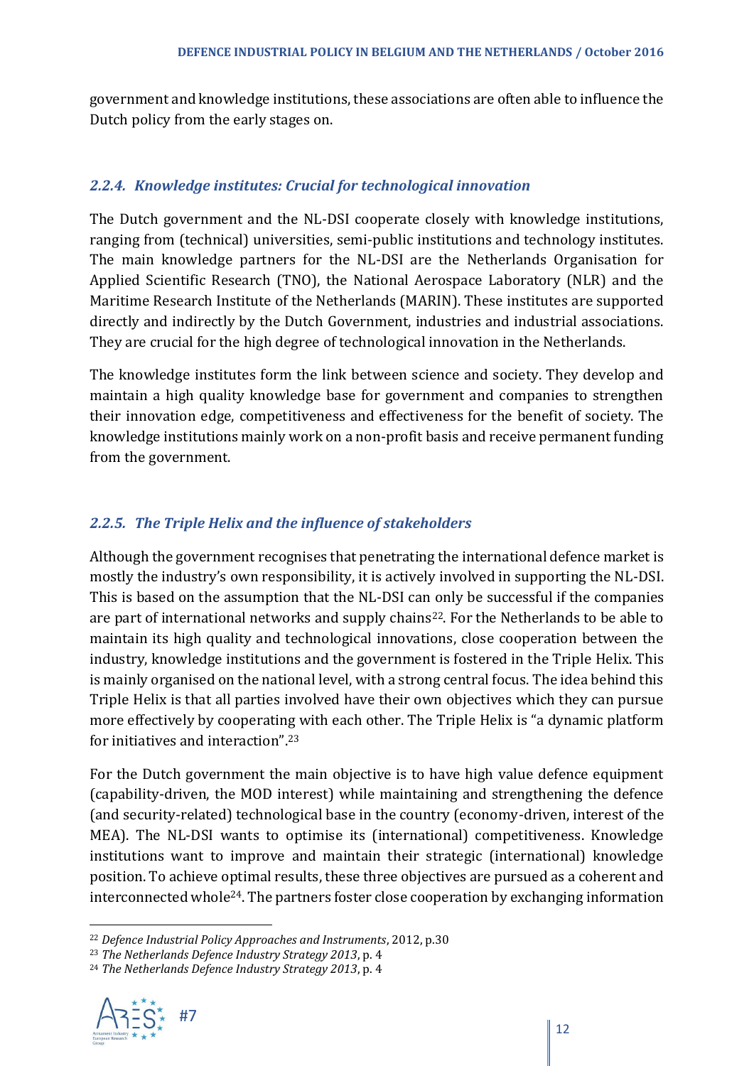government and knowledge institutions, these associations are often able to influence the Dutch policy from the early stages on.

### *2.2.4. Knowledge institutes: Crucial for technological innovation*

The Dutch government and the NL-DSI cooperate closely with knowledge institutions, ranging from (technical) universities, semi-public institutions and technology institutes. The main knowledge partners for the NL-DSI are the Netherlands Organisation for Applied Scientific Research (TNO), the National Aerospace Laboratory (NLR) and the Maritime Research Institute of the Netherlands (MARIN). These institutes are supported directly and indirectly by the Dutch Government, industries and industrial associations. They are crucial for the high degree of technological innovation in the Netherlands.

The knowledge institutes form the link between science and society. They develop and maintain a high quality knowledge base for government and companies to strengthen their innovation edge, competitiveness and effectiveness for the benefit of society. The knowledge institutions mainly work on a non-profit basis and receive permanent funding from the government.

### *2.2.5. The Triple Helix and the influence of stakeholders*

Although the government recognises that penetrating the international defence market is mostly the industry's own responsibility, it is actively involved in supporting the NL-DSI. This is based on the assumption that the NL-DSI can only be successful if the companies are part of international networks and supply chains[22]. For the Netherlands to be able to maintain its high quality and technological innovations, close cooperation between the industry, knowledge institutions and the government is fostered in the Triple Helix. This is mainly organised on the national level, with a strong central focus. The idea behind this Triple Helix is that all parties involved have their own objectives which they can pursue more effectively by cooperating with each other. The Triple Helix is "a dynamic platform for initiatives and interaction".[23]

For the Dutch government the main objective is to have high value defence equipment (capability-driven, the MOD interest) while maintaining and strengthening the defence (and security-related) technological base in the country (economy-driven, interest of the MEA). The NL-DSI wants to optimise its (international) competitiveness. Knowledge institutions want to improve and maintain their strategic (international) knowledge position. To achieve optimal results, these three objectives are pursued as a coherent and interconnected whole[24]. The partners foster close cooperation by exchanging information

---

[22] *Defence Industrial Policy Approaches and Instruments*, 2012, p.30

[23] *The Netherlands Defence Industry Strategy 2013*, p. 4

[24] *The Netherlands Defence Industry Strategy 2013*, p. 4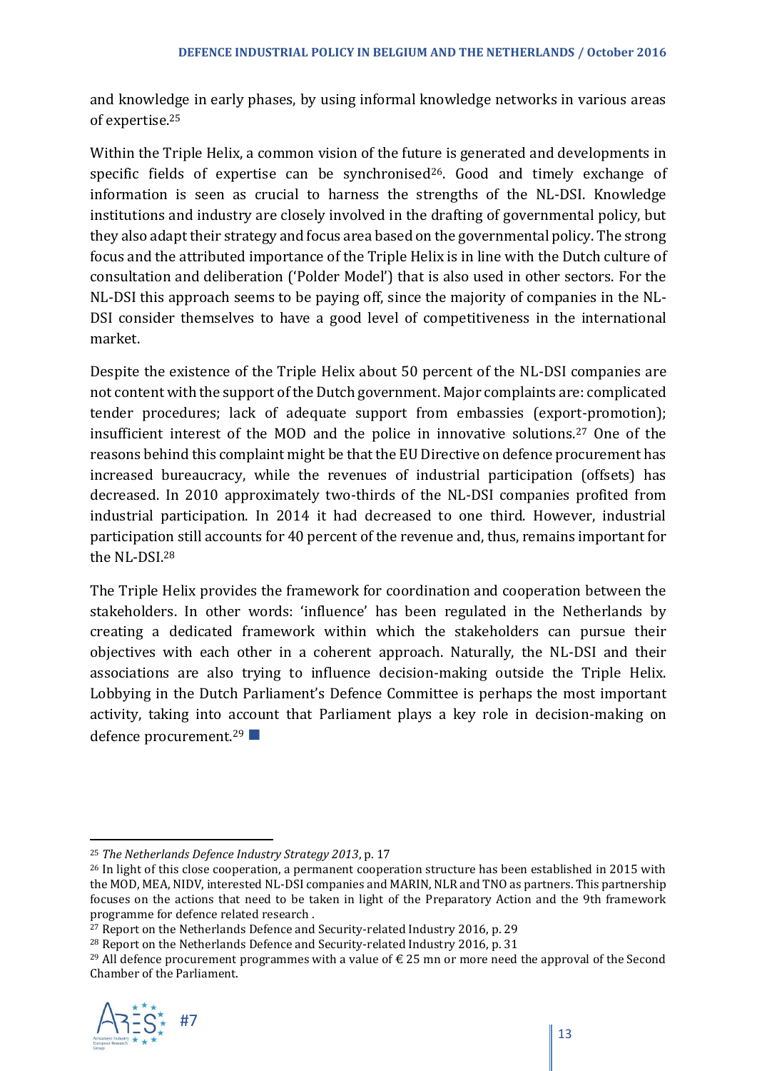and knowledge in early phases, by using informal knowledge networks in various areas of expertise.[25]

Within the Triple Helix, a common vision of the future is generated and developments in specific fields of expertise can be synchronised[26]. Good and timely exchange of information is seen as crucial to harness the strengths of the NL-DSI. Knowledge institutions and industry are closely involved in the drafting of governmental policy, but they also adapt their strategy and focus area based on the governmental policy. The strong focus and the attributed importance of the Triple Helix is in line with the Dutch culture of consultation and deliberation ('Polder Model') that is also used in other sectors. For the NL-DSI this approach seems to be paying off, since the majority of companies in the NL-DSI consider themselves to have a good level of competitiveness in the international market.

Despite the existence of the Triple Helix about 50 percent of the NL-DSI companies are not content with the support of the Dutch government. Major complaints are: complicated tender procedures; lack of adequate support from embassies (export-promotion); insufficient interest of the MOD and the police in innovative solutions.[27] One of the reasons behind this complaint might be that the EU Directive on defence procurement has increased bureaucracy, while the revenues of industrial participation (offsets) has decreased. In 2010 approximately two-thirds of the NL-DSI companies profited from industrial participation. In 2014 it had decreased to one third. However, industrial participation still accounts for 40 percent of the revenue and, thus, remains important for the NL-DSI.[28]

The Triple Helix provides the framework for coordination and cooperation between the stakeholders. In other words: 'influence' has been regulated in the Netherlands by creating a dedicated framework within which the stakeholders can pursue their objectives with each other in a coherent approach. Naturally, the NL-DSI and their associations are also trying to influence decision-making outside the Triple Helix. Lobbying in the Dutch Parliament's Defence Committee is perhaps the most important activity, taking into account that Parliament plays a key role in decision-making on defence procurement.[29] ■

---

[25] *The Netherlands Defence Industry Strategy 2013*, p. 17

[26] In light of this close cooperation, a permanent cooperation structure has been established in 2015 with the MOD, MEA, NIDV, interested NL-DSI companies and MARIN, NLR and TNO as partners. This partnership focuses on the actions that need to be taken in light of the Preparatory Action and the 9th framework programme for defence related research .

[27] Report on the Netherlands Defence and Security-related Industry 2016, p. 29

[28] Report on the Netherlands Defence and Security-related Industry 2016, p. 31

[29] All defence procurement programmes with a value of € 25 mn or more need the approval of the Second Chamber of the Parliament.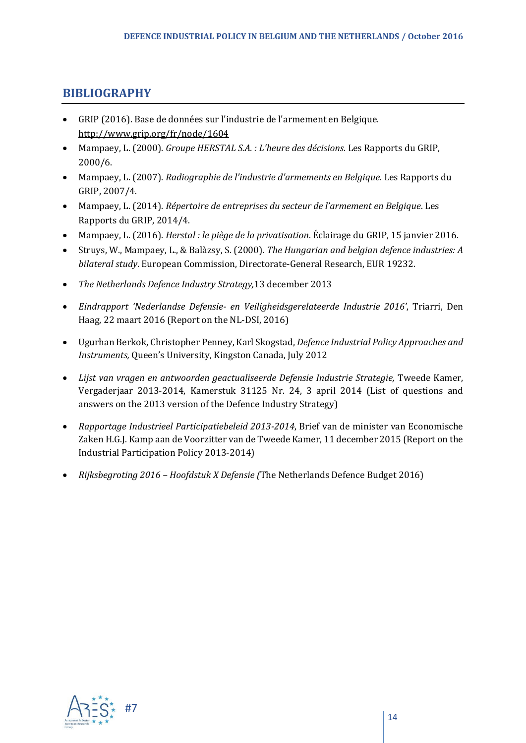## BIBLIOGRAPHY

- GRIP (2016). Base de données sur l'industrie de l'armement en Belgique. http://www.grip.org/fr/node/1604
- Mampaey, L. (2000). *Groupe HERSTAL S.A. : L'heure des décisions*. Les Rapports du GRIP, 2000/6.
- Mampaey, L. (2007). *Radiographie de l'industrie d'armements en Belgique*. Les Rapports du GRIP, 2007/4.
- Mampaey, L. (2014). *Répertoire de entreprises du secteur de l'armement en Belgique*. Les Rapports du GRIP, 2014/4.
- Mampaey, L. (2016). *Herstal : le piège de la privatisation*. Éclairage du GRIP, 15 janvier 2016.
- Struys, W., Mampaey, L., & Balàzsy, S. (2000). *The Hungarian and belgian defence industries: A bilateral study*. European Commission, Directorate-General Research, EUR 19232.
- *The Netherlands Defence Industry Strategy,*13 december 2013
- *Eindrapport 'Nederlandse Defensie- en Veiligheidsgerelateerde Industrie 2016'*, Triarri, Den Haag, 22 maart 2016 (Report on the NL-DSI, 2016)
- Ugurhan Berkok, Christopher Penney, Karl Skogstad, *Defence Industrial Policy Approaches and Instruments,* Queen's University, Kingston Canada, July 2012
- *Lijst van vragen en antwoorden geactualiseerde Defensie Industrie Strategie,* Tweede Kamer, Vergaderjaar 2013-2014, Kamerstuk 31125 Nr. 24, 3 april 2014 (List of questions and answers on the 2013 version of the Defence Industry Strategy)
- *Rapportage Industrieel Participatiebeleid 2013-2014*, Brief van de minister van Economische Zaken H.G.J. Kamp aan de Voorzitter van de Tweede Kamer, 11 december 2015 (Report on the Industrial Participation Policy 2013-2014)
- *Rijksbegroting 2016 – Hoofdstuk X Defensie (*The Netherlands Defence Budget 2016)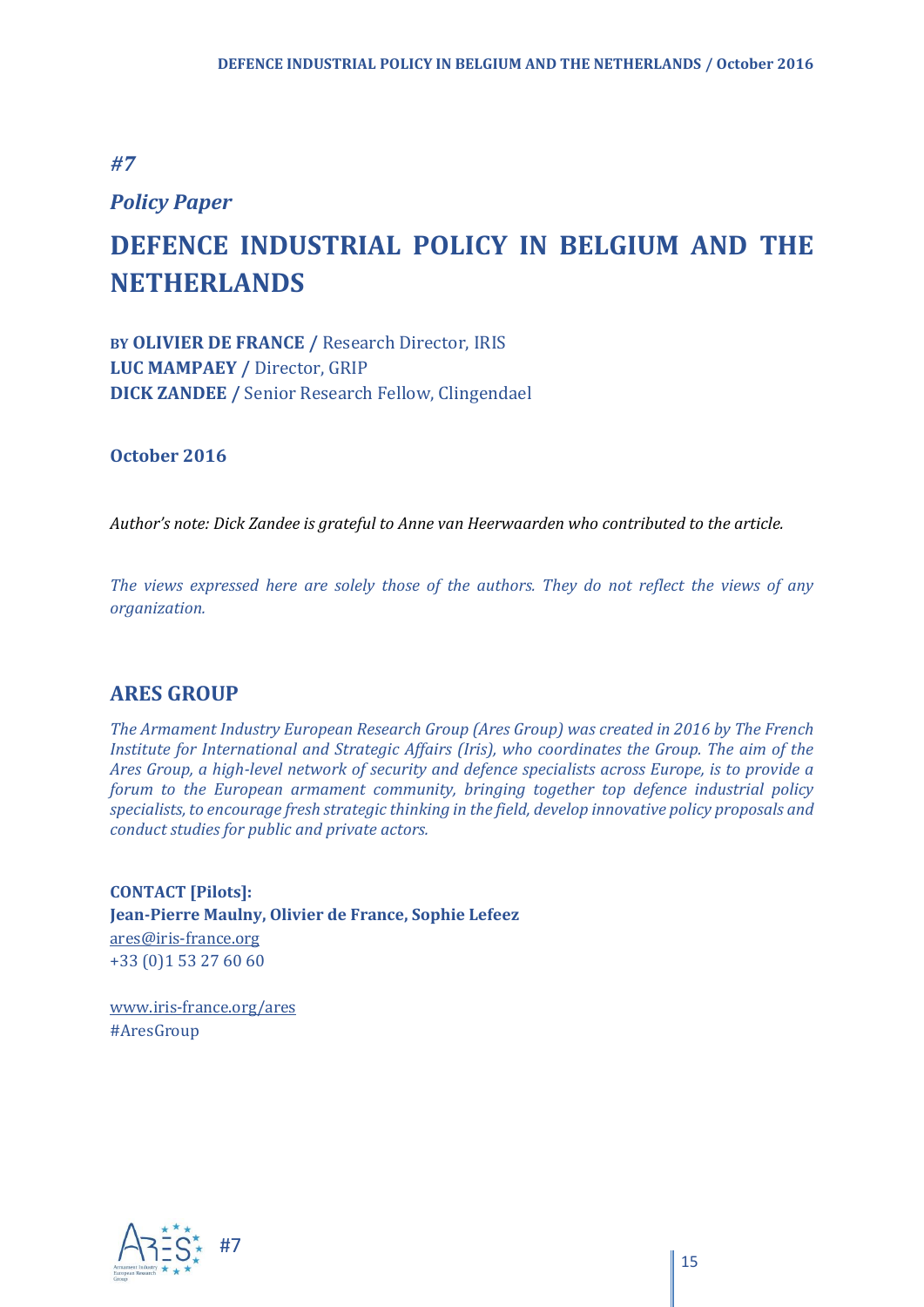*#7*

*Policy Paper*

# DEFENCE INDUSTRIAL POLICY IN BELGIUM AND THE NETHERLANDS

BY **OLIVIER DE FRANCE /** Research Director, IRIS
**LUC MAMPAEY /** Director, GRIP
**DICK ZANDEE /** Senior Research Fellow, Clingendael

**October 2016**

*Author's note: Dick Zandee is grateful to Anne van Heerwaarden who contributed to the article.*

*The views expressed here are solely those of the authors. They do not reflect the views of any organization.*

## ARES GROUP

*The Armament Industry European Research Group (Ares Group) was created in 2016 by The French Institute for International and Strategic Affairs (Iris), who coordinates the Group. The aim of the Ares Group, a high-level network of security and defence specialists across Europe, is to provide a forum to the European armament community, bringing together top defence industrial policy specialists, to encourage fresh strategic thinking in the field, develop innovative policy proposals and conduct studies for public and private actors.*

**CONTACT [Pilots]:**
**Jean-Pierre Maulny, Olivier de France, Sophie Lefeez**
ares@iris-france.org
+33 (0)1 53 27 60 60

www.iris-france.org/ares
#AresGroup